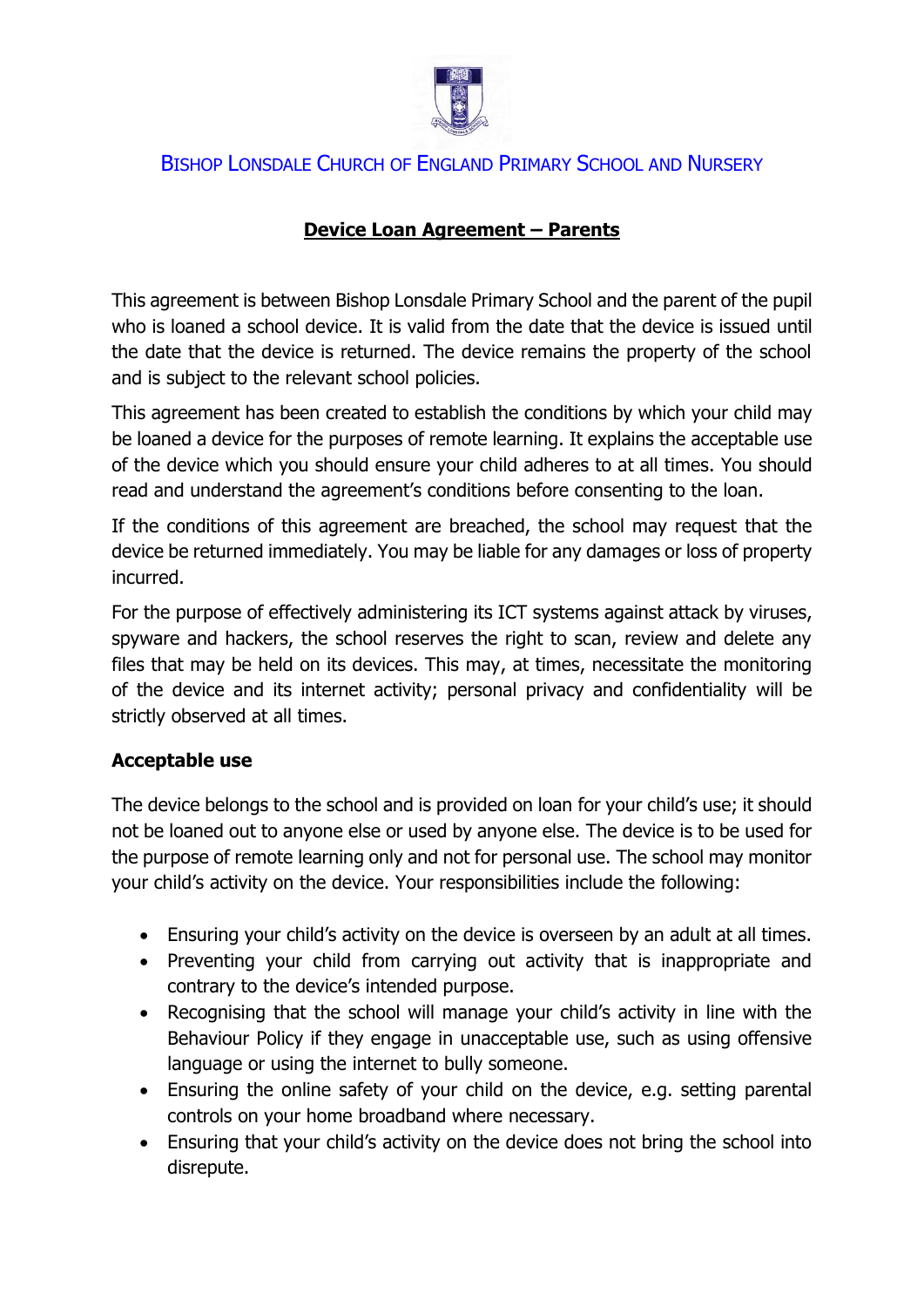BISHOP LONSDALE CHURCH OF ENGLAND PRIMARY SCHOOL AND NURSERY

# Device Loan Agreement – Parents

This agreement is between Bishop Lonsdale Primary School and the parent of the pupil who is loaned a school device. It is valid from the date that the device is issued until the date that the device is returned. The device remains the property of the school and is subject to the relevant school policies.

This agreement has been created to establish the conditions by which your child may be loaned a device for the purposes of remote learning. It explains the acceptable use of the device which you should ensure your child adheres to at all times. You should read and understand the agreement's conditions before consenting to the loan.

If the conditions of this agreement are breached, the school may request that the device be returned immediately. You may be liable for any damages or loss of property incurred.

For the purpose of effectively administering its ICT systems against attack by viruses, spyware and hackers, the school reserves the right to scan, review and delete any files that may be held on its devices. This may, at times, necessitate the monitoring of the device and its internet activity; personal privacy and confidentiality will be strictly observed at all times.

## Acceptable use

The device belongs to the school and is provided on loan for your child's use; it should not be loaned out to anyone else or used by anyone else. The device is to be used for the purpose of remote learning only and not for personal use. The school may monitor your child's activity on the device. Your responsibilities include the following:

- Ensuring your child's activity on the device is overseen by an adult at all times.
- Preventing your child from carrying out activity that is inappropriate and contrary to the device's intended purpose.
- Recognising that the school will manage your child's activity in line with the Behaviour Policy if they engage in unacceptable use, such as using offensive language or using the internet to bully someone.
- Ensuring the online safety of your child on the device, e.g. setting parental controls on your home broadband where necessary.
- Ensuring that your child's activity on the device does not bring the school into disrepute.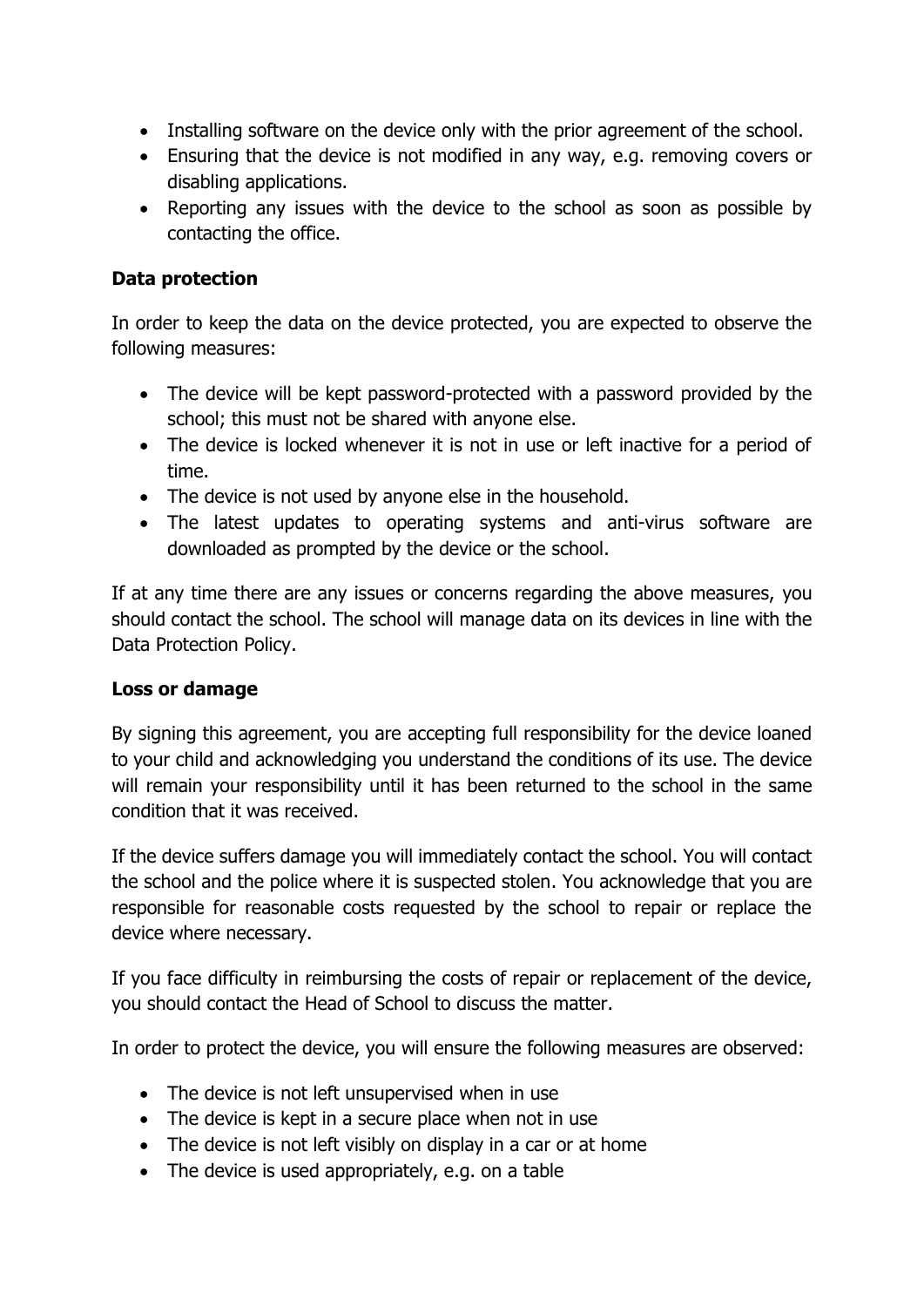- Installing software on the device only with the prior agreement of the school.
- Ensuring that the device is not modified in any way, e.g. removing covers or disabling applications.
- Reporting any issues with the device to the school as soon as possible by contacting the office.

**Data protection**

In order to keep the data on the device protected, you are expected to observe the following measures:

- The device will be kept password-protected with a password provided by the school; this must not be shared with anyone else.
- The device is locked whenever it is not in use or left inactive for a period of time.
- The device is not used by anyone else in the household.
- The latest updates to operating systems and anti-virus software are downloaded as prompted by the device or the school.

If at any time there are any issues or concerns regarding the above measures, you should contact the school. The school will manage data on its devices in line with the Data Protection Policy.

**Loss or damage**

By signing this agreement, you are accepting full responsibility for the device loaned to your child and acknowledging you understand the conditions of its use. The device will remain your responsibility until it has been returned to the school in the same condition that it was received.

If the device suffers damage you will immediately contact the school. You will contact the school and the police where it is suspected stolen. You acknowledge that you are responsible for reasonable costs requested by the school to repair or replace the device where necessary.

If you face difficulty in reimbursing the costs of repair or replacement of the device, you should contact the Head of School to discuss the matter.

In order to protect the device, you will ensure the following measures are observed:

- The device is not left unsupervised when in use
- The device is kept in a secure place when not in use
- The device is not left visibly on display in a car or at home
- The device is used appropriately, e.g. on a table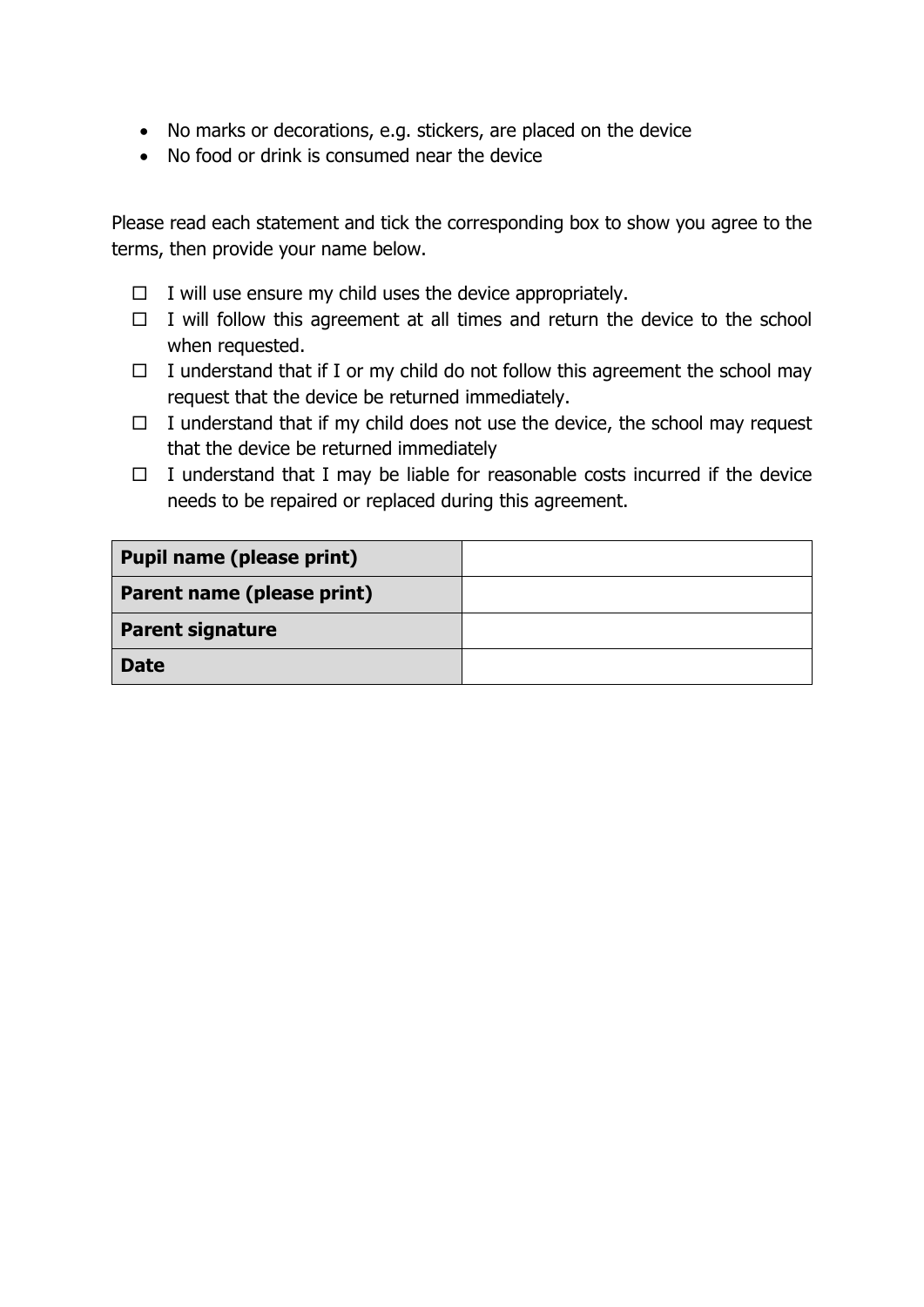- No marks or decorations, e.g. stickers, are placed on the device
- No food or drink is consumed near the device

Please read each statement and tick the corresponding box to show you agree to the terms, then provide your name below.

- ☐ I will use ensure my child uses the device appropriately.
- ☐ I will follow this agreement at all times and return the device to the school when requested.
- ☐ I understand that if I or my child do not follow this agreement the school may request that the device be returned immediately.
- ☐ I understand that if my child does not use the device, the school may request that the device be returned immediately
- ☐ I understand that I may be liable for reasonable costs incurred if the device needs to be repaired or replaced during this agreement.

| | |
|---|---|
| **Pupil name (please print)** | |
| **Parent name (please print)** | |
| **Parent signature** | |
| **Date** | |